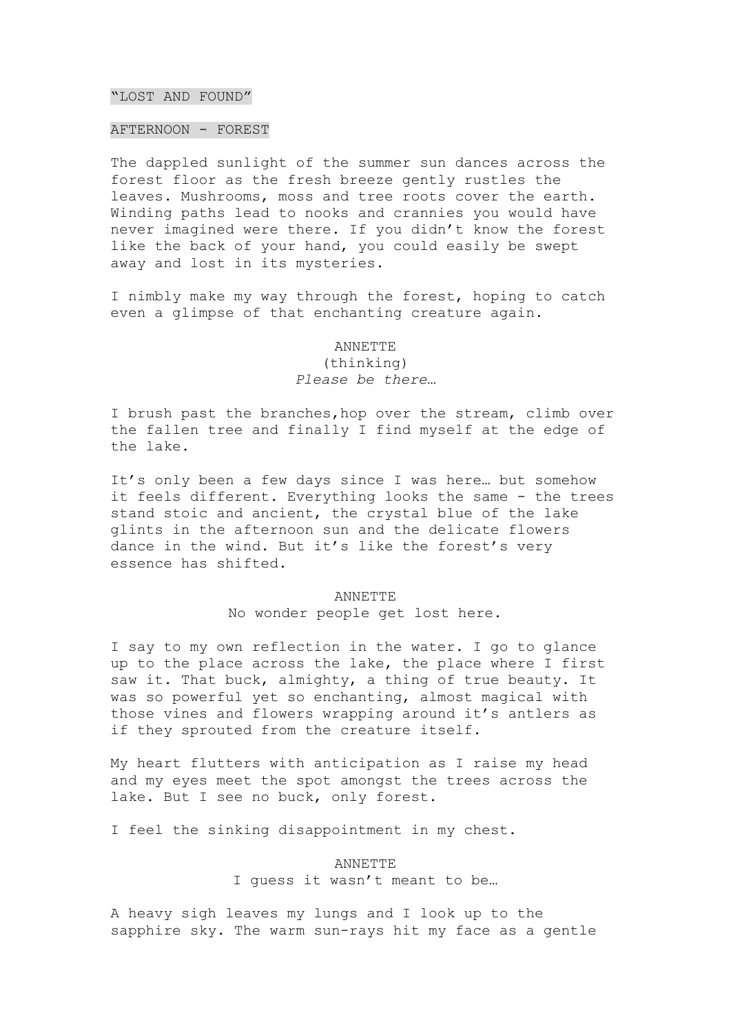"LOST AND FOUND"

AFTERNOON - FOREST

The dappled sunlight of the summer sun dances across the forest floor as the fresh breeze gently rustles the leaves. Mushrooms, moss and tree roots cover the earth. Winding paths lead to nooks and crannies you would have never imagined were there. If you didn't know the forest like the back of your hand, you could easily be swept away and lost in its mysteries.

I nimbly make my way through the forest, hoping to catch even a glimpse of that enchanting creature again.

ANNETTE
(thinking)
*Please be there…*

I brush past the branches,hop over the stream, climb over the fallen tree and finally I find myself at the edge of the lake.

It's only been a few days since I was here… but somehow it feels different. Everything looks the same - the trees stand stoic and ancient, the crystal blue of the lake glints in the afternoon sun and the delicate flowers dance in the wind. But it's like the forest's very essence has shifted.

ANNETTE
No wonder people get lost here.

I say to my own reflection in the water. I go to glance up to the place across the lake, the place where I first saw it. That buck, almighty, a thing of true beauty. It was so powerful yet so enchanting, almost magical with those vines and flowers wrapping around it's antlers as if they sprouted from the creature itself.

My heart flutters with anticipation as I raise my head and my eyes meet the spot amongst the trees across the lake. But I see no buck, only forest.

I feel the sinking disappointment in my chest.

ANNETTE
I guess it wasn't meant to be…

A heavy sigh leaves my lungs and I look up to the sapphire sky. The warm sun-rays hit my face as a gentle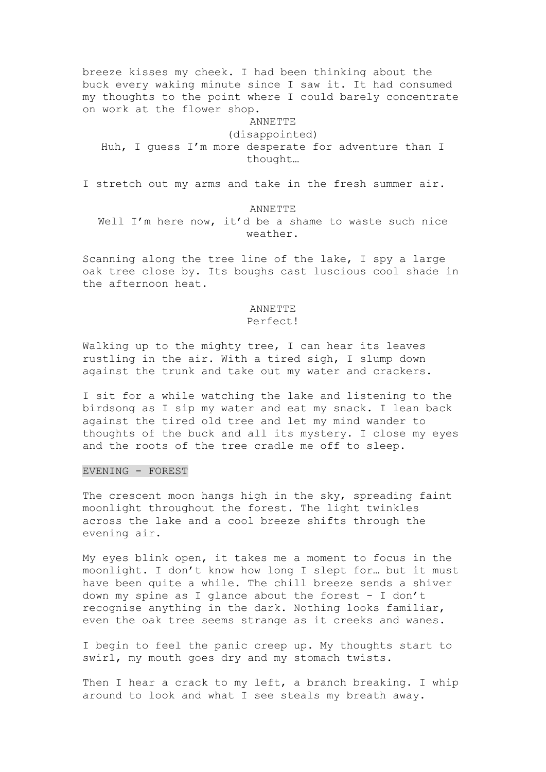breeze kisses my cheek. I had been thinking about the buck every waking minute since I saw it. It had consumed my thoughts to the point where I could barely concentrate on work at the flower shop.

ANNETTE
(disappointed)
Huh, I guess I'm more desperate for adventure than I thought…

I stretch out my arms and take in the fresh summer air.

ANNETTE
Well I'm here now, it'd be a shame to waste such nice weather.

Scanning along the tree line of the lake, I spy a large oak tree close by. Its boughs cast luscious cool shade in the afternoon heat.

ANNETTE
Perfect!

Walking up to the mighty tree, I can hear its leaves rustling in the air. With a tired sigh, I slump down against the trunk and take out my water and crackers.

I sit for a while watching the lake and listening to the birdsong as I sip my water and eat my snack. I lean back against the tired old tree and let my mind wander to thoughts of the buck and all its mystery. I close my eyes and the roots of the tree cradle me off to sleep.

EVENING - FOREST

The crescent moon hangs high in the sky, spreading faint moonlight throughout the forest. The light twinkles across the lake and a cool breeze shifts through the evening air.

My eyes blink open, it takes me a moment to focus in the moonlight. I don't know how long I slept for… but it must have been quite a while. The chill breeze sends a shiver down my spine as I glance about the forest - I don't recognise anything in the dark. Nothing looks familiar, even the oak tree seems strange as it creeks and wanes.

I begin to feel the panic creep up. My thoughts start to swirl, my mouth goes dry and my stomach twists.

Then I hear a crack to my left, a branch breaking. I whip around to look and what I see steals my breath away.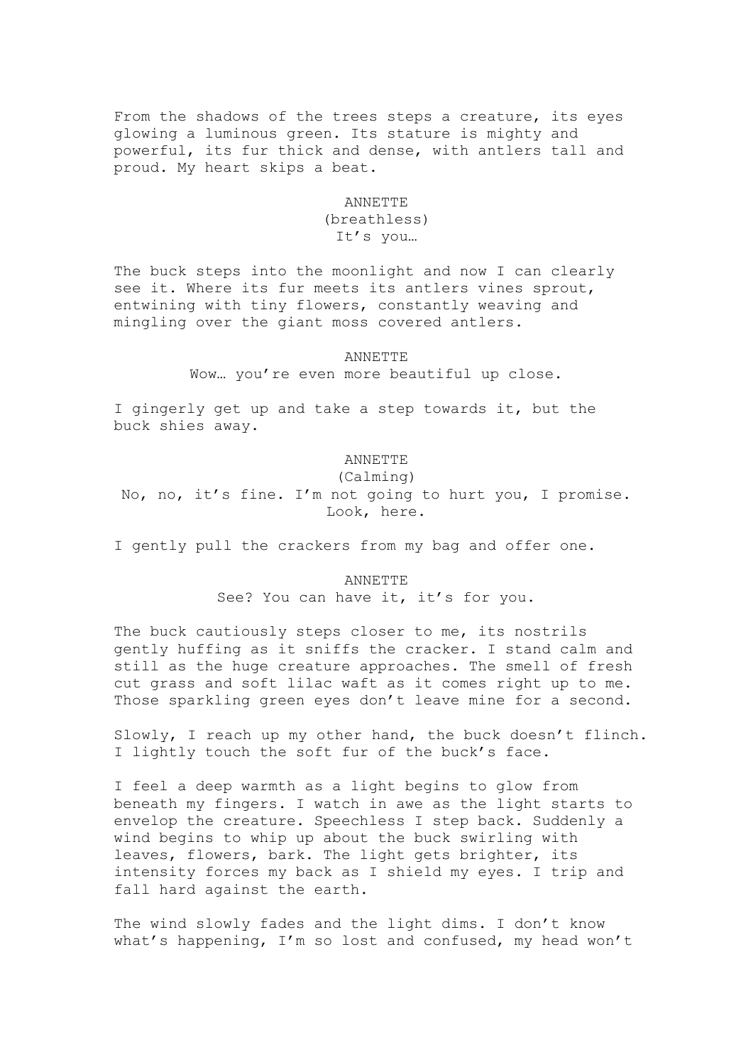From the shadows of the trees steps a creature, its eyes glowing a luminous green. Its stature is mighty and powerful, its fur thick and dense, with antlers tall and proud. My heart skips a beat.

ANNETTE
(breathless)
It's you…

The buck steps into the moonlight and now I can clearly see it. Where its fur meets its antlers vines sprout, entwining with tiny flowers, constantly weaving and mingling over the giant moss covered antlers.

ANNETTE
Wow… you're even more beautiful up close.

I gingerly get up and take a step towards it, but the buck shies away.

ANNETTE
(Calming)
No, no, it's fine. I'm not going to hurt you, I promise. Look, here.

I gently pull the crackers from my bag and offer one.

ANNETTE
See? You can have it, it's for you.

The buck cautiously steps closer to me, its nostrils gently huffing as it sniffs the cracker. I stand calm and still as the huge creature approaches. The smell of fresh cut grass and soft lilac waft as it comes right up to me. Those sparkling green eyes don't leave mine for a second.

Slowly, I reach up my other hand, the buck doesn't flinch. I lightly touch the soft fur of the buck's face.

I feel a deep warmth as a light begins to glow from beneath my fingers. I watch in awe as the light starts to envelop the creature. Speechless I step back. Suddenly a wind begins to whip up about the buck swirling with leaves, flowers, bark. The light gets brighter, its intensity forces my back as I shield my eyes. I trip and fall hard against the earth.

The wind slowly fades and the light dims. I don't know what's happening, I'm so lost and confused, my head won't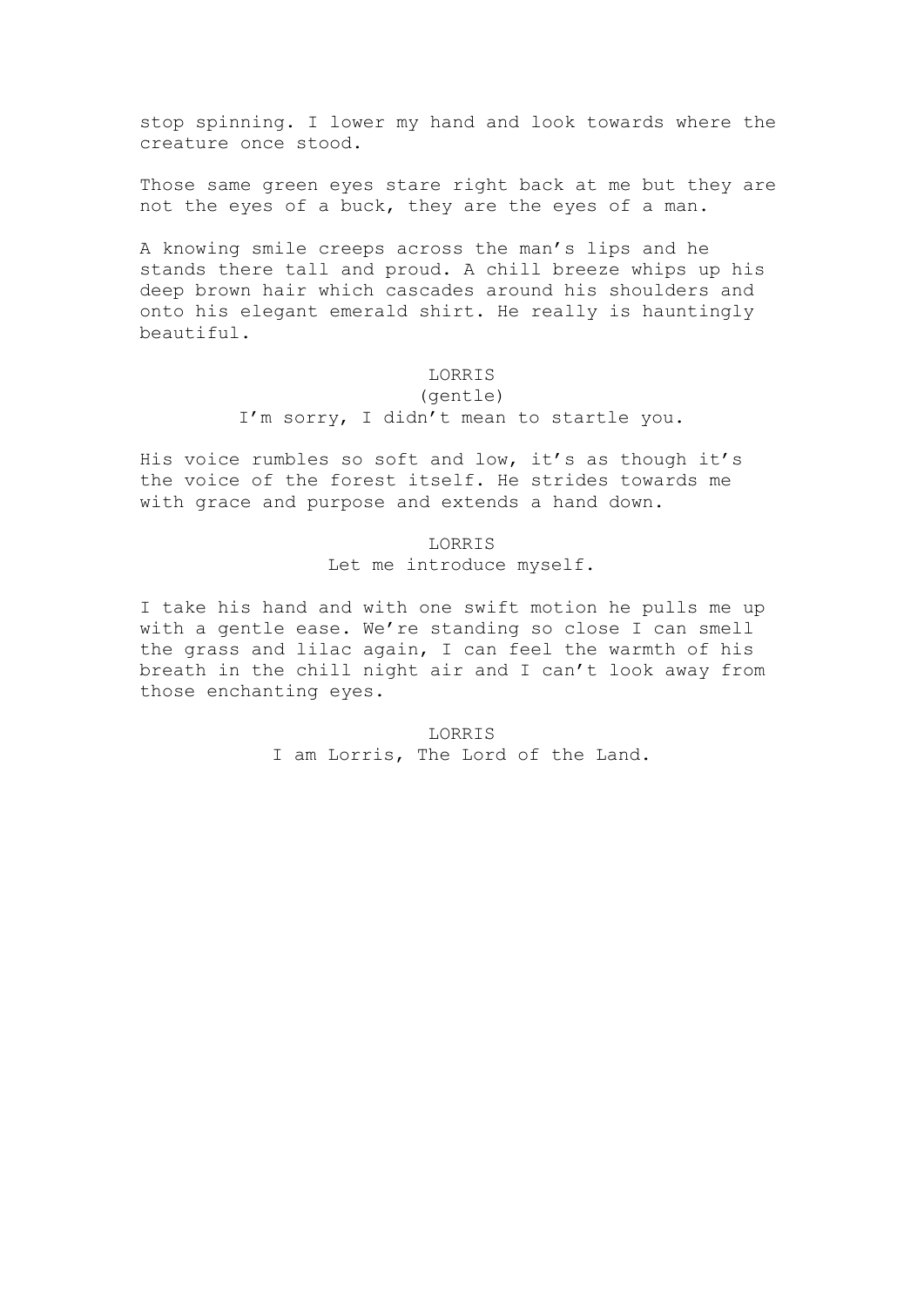stop spinning. I lower my hand and look towards where the creature once stood.

Those same green eyes stare right back at me but they are not the eyes of a buck, they are the eyes of a man.

A knowing smile creeps across the man's lips and he stands there tall and proud. A chill breeze whips up his deep brown hair which cascades around his shoulders and onto his elegant emerald shirt. He really is hauntingly beautiful.

LORRIS
(gentle)
I'm sorry, I didn't mean to startle you.

His voice rumbles so soft and low, it's as though it's the voice of the forest itself. He strides towards me with grace and purpose and extends a hand down.

LORRIS
Let me introduce myself.

I take his hand and with one swift motion he pulls me up with a gentle ease. We're standing so close I can smell the grass and lilac again, I can feel the warmth of his breath in the chill night air and I can't look away from those enchanting eyes.

LORRIS
I am Lorris, The Lord of the Land.